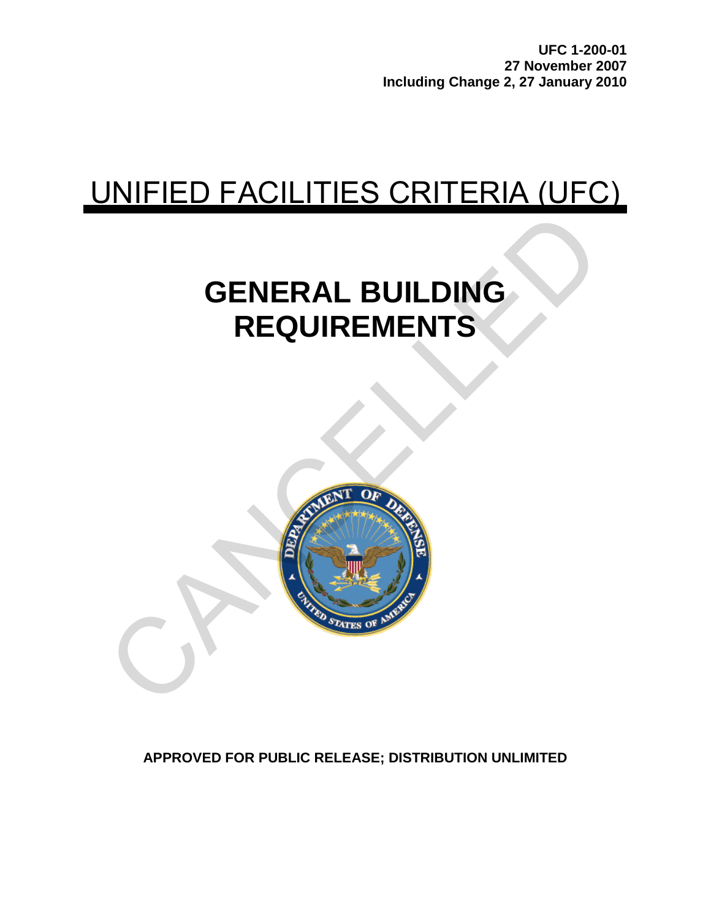**UFC 1-200-01**
**27 November 2007**
**Including Change 2, 27 January 2010**

# UNIFIED FACILITIES CRITERIA (UFC)

# GENERAL BUILDING REQUIREMENTS

CANCELLED

**APPROVED FOR PUBLIC RELEASE; DISTRIBUTION UNLIMITED**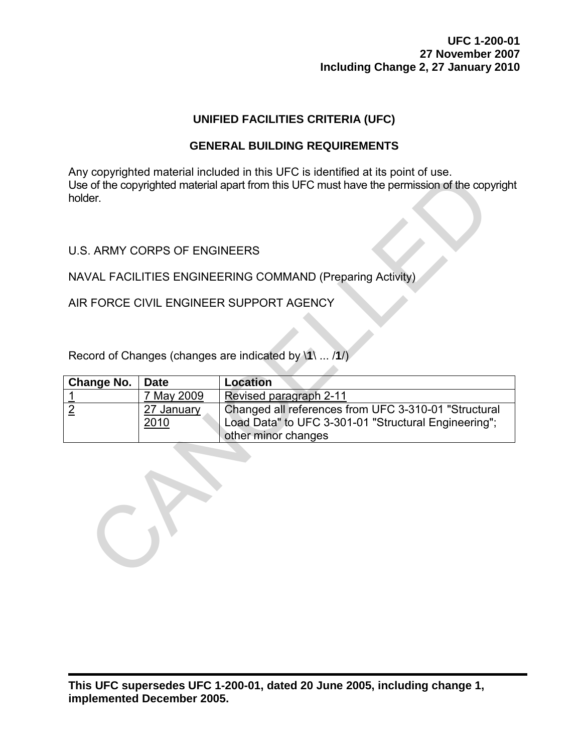**UFC 1-200-01**
**27 November 2007**
**Including Change 2, 27 January 2010**

# UNIFIED FACILITIES CRITERIA (UFC)

## GENERAL BUILDING REQUIREMENTS

Any copyrighted material included in this UFC is identified at its point of use.
Use of the copyrighted material apart from this UFC must have the permission of the copyright holder.

U.S. ARMY CORPS OF ENGINEERS

NAVAL FACILITIES ENGINEERING COMMAND (Preparing Activity)

AIR FORCE CIVIL ENGINEER SUPPORT AGENCY

Record of Changes (changes are indicated by \**1**\ ... /**1**/)

| Change No. | Date | Location |
|---|---|---|
| 1 | 7 May 2009 | Revised paragraph 2-11 |
| 2 | 27 January 2010 | Changed all references from UFC 3-310-01 "Structural Load Data" to UFC 3-301-01 "Structural Engineering"; other minor changes |

CANCELLED

**This UFC supersedes UFC 1-200-01, dated 20 June 2005, including change 1, implemented December 2005.**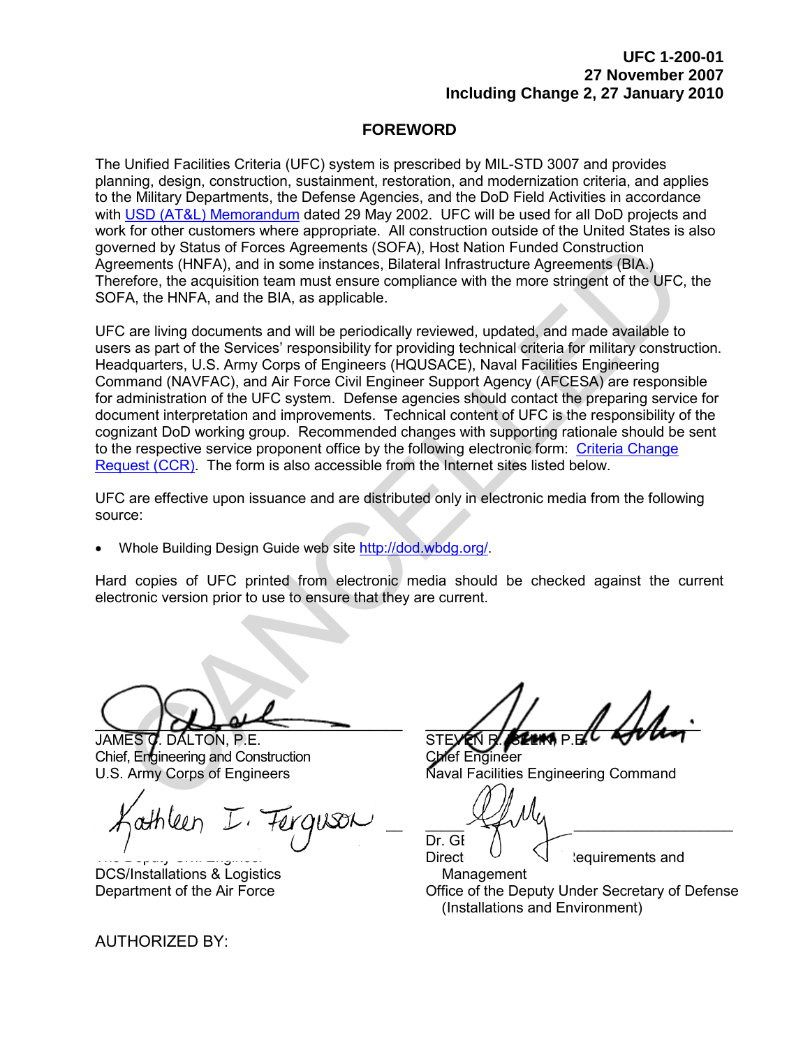UFC 1-200-01
27 November 2007
Including Change 2, 27 January 2010

## FOREWORD

The Unified Facilities Criteria (UFC) system is prescribed by MIL-STD 3007 and provides planning, design, construction, sustainment, restoration, and modernization criteria, and applies to the Military Departments, the Defense Agencies, and the DoD Field Activities in accordance with [USD (AT&L) Memorandum](#) dated 29 May 2002. UFC will be used for all DoD projects and work for other customers where appropriate. All construction outside of the United States is also governed by Status of Forces Agreements (SOFA), Host Nation Funded Construction Agreements (HNFA), and in some instances, Bilateral Infrastructure Agreements (BIA.) Therefore, the acquisition team must ensure compliance with the more stringent of the UFC, the SOFA, the HNFA, and the BIA, as applicable.

UFC are living documents and will be periodically reviewed, updated, and made available to users as part of the Services' responsibility for providing technical criteria for military construction. Headquarters, U.S. Army Corps of Engineers (HQUSACE), Naval Facilities Engineering Command (NAVFAC), and Air Force Civil Engineer Support Agency (AFCESA) are responsible for administration of the UFC system. Defense agencies should contact the preparing service for document interpretation and improvements. Technical content of UFC is the responsibility of the cognizant DoD working group. Recommended changes with supporting rationale should be sent to the respective service proponent office by the following electronic form: [Criteria Change Request (CCR)](#). The form is also accessible from the Internet sites listed below.

UFC are effective upon issuance and are distributed only in electronic media from the following source:

- Whole Building Design Guide web site http://dod.wbdg.org/.

Hard copies of UFC printed from electronic media should be checked against the current electronic version prior to use to ensure that they are current.

JAMES C. DALTON, P.E.
Chief, Engineering and Construction
U.S. Army Corps of Engineers

STEVEN R. ISELIN, P.E.
Chief Engineer
Naval Facilities Engineering Command

Kathleen I. Ferguson
The Deputy Civil Engineer
DCS/Installations & Logistics
Department of the Air Force

Dr. GE
Direct Requirements and Management
Office of the Deputy Under Secretary of Defense (Installations and Environment)

AUTHORIZED BY: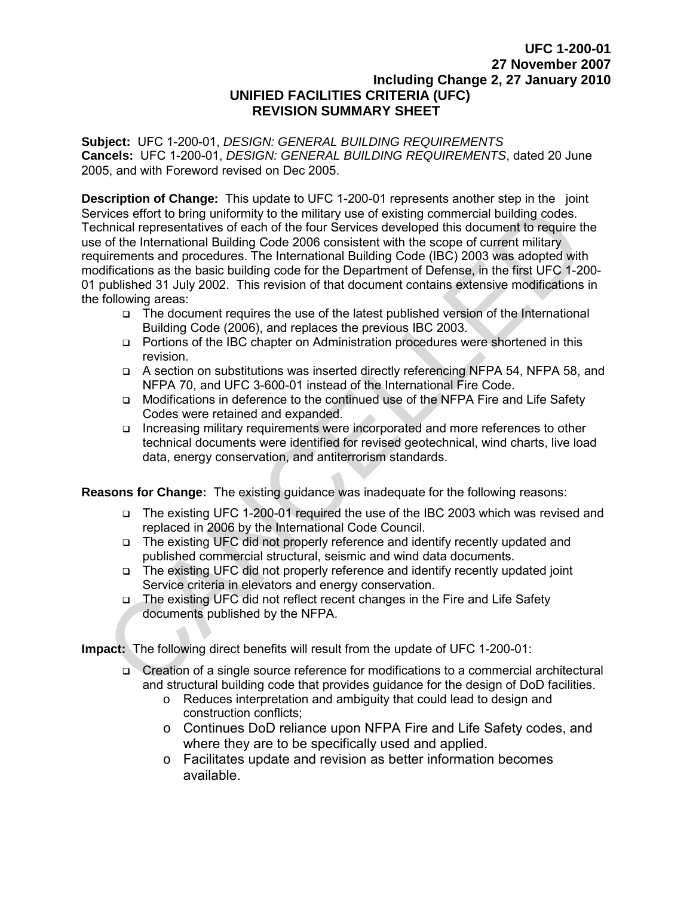**UFC 1-200-01**
**27 November 2007**
**Including Change 2, 27 January 2010**

# UNIFIED FACILITIES CRITERIA (UFC) REVISION SUMMARY SHEET

**Subject:** UFC 1-200-01, *DESIGN: GENERAL BUILDING REQUIREMENTS*
**Cancels:** UFC 1-200-01, *DESIGN: GENERAL BUILDING REQUIREMENTS*, dated 20 June 2005, and with Foreword revised on Dec 2005.

**Description of Change:** This update to UFC 1-200-01 represents another step in the joint Services effort to bring uniformity to the military use of existing commercial building codes. Technical representatives of each of the four Services developed this document to require the use of the International Building Code 2006 consistent with the scope of current military requirements and procedures. The International Building Code (IBC) 2003 was adopted with modifications as the basic building code for the Department of Defense, in the first UFC 1-200-01 published 31 July 2002. This revision of that document contains extensive modifications in the following areas:

- The document requires the use of the latest published version of the International Building Code (2006), and replaces the previous IBC 2003.
- Portions of the IBC chapter on Administration procedures were shortened in this revision.
- A section on substitutions was inserted directly referencing NFPA 54, NFPA 58, and NFPA 70, and UFC 3-600-01 instead of the International Fire Code.
- Modifications in deference to the continued use of the NFPA Fire and Life Safety Codes were retained and expanded.
- Increasing military requirements were incorporated and more references to other technical documents were identified for revised geotechnical, wind charts, live load data, energy conservation, and antiterrorism standards.

**Reasons for Change:** The existing guidance was inadequate for the following reasons:

- The existing UFC 1-200-01 required the use of the IBC 2003 which was revised and replaced in 2006 by the International Code Council.
- The existing UFC did not properly reference and identify recently updated and published commercial structural, seismic and wind data documents.
- The existing UFC did not properly reference and identify recently updated joint Service criteria in elevators and energy conservation.
- The existing UFC did not reflect recent changes in the Fire and Life Safety documents published by the NFPA.

**Impact:** The following direct benefits will result from the update of UFC 1-200-01:

- Creation of a single source reference for modifications to a commercial architectural and structural building code that provides guidance for the design of DoD facilities.
  - Reduces interpretation and ambiguity that could lead to design and construction conflicts;
  - Continues DoD reliance upon NFPA Fire and Life Safety codes, and where they are to be specifically used and applied.
  - Facilitates update and revision as better information becomes available.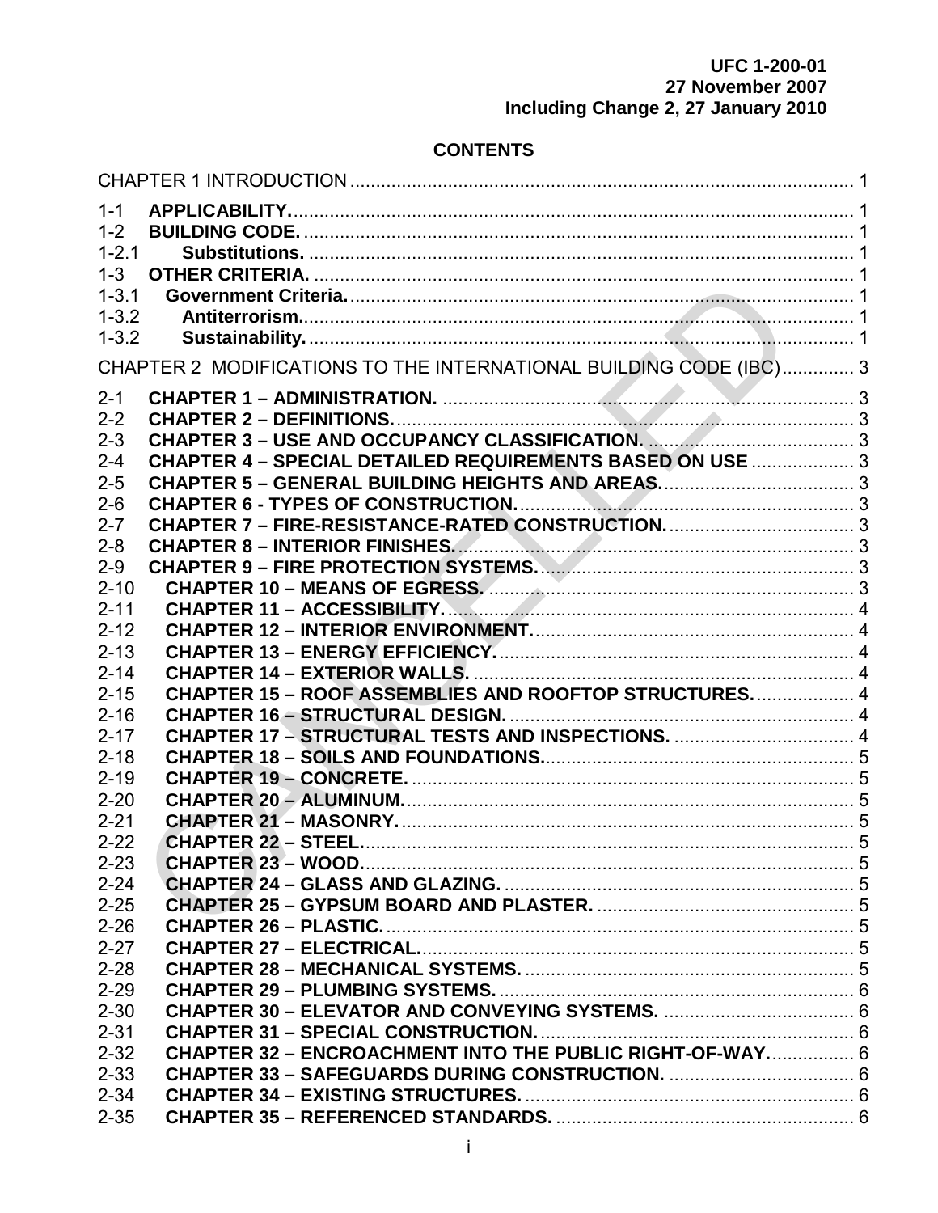UFC 1-200-01
27 November 2007
Including Change 2, 27 January 2010

# CONTENTS

CHAPTER 1 INTRODUCTION ........................................................................................... 1

1-1 **APPLICABILITY.** .............................................................................................. 1
1-2 **BUILDING CODE.** ............................................................................................ 1
1-2.1 **Substitutions.** .................................................................................................. 1
1-3 **OTHER CRITERIA.** .......................................................................................... 1
1-3.1 **Government Criteria.** ...................................................................................... 1
1-3.2 **Antiterrorism.** .................................................................................................. 1
1-3.2 **Sustainability.** ................................................................................................. 1

CHAPTER 2 MODIFICATIONS TO THE INTERNATIONAL BUILDING CODE (IBC) .............. 3

2-1 **CHAPTER 1 – ADMINISTRATION.** ................................................................ 3
2-2 **CHAPTER 2 – DEFINITIONS.** ......................................................................... 3
2-3 **CHAPTER 3 – USE AND OCCUPANCY CLASSIFICATION.** ........................ 3
2-4 **CHAPTER 4 – SPECIAL DETAILED REQUIREMENTS BASED ON USE** ..................... 3
2-5 **CHAPTER 5 – GENERAL BUILDING HEIGHTS AND AREAS.** ...................... 3
2-6 **CHAPTER 6 - TYPES OF CONSTRUCTION.** .................................................. 3
2-7 **CHAPTER 7 – FIRE-RESISTANCE-RATED CONSTRUCTION.** ..................... 3
2-8 **CHAPTER 8 – INTERIOR FINISHES.** ............................................................. 3
2-9 **CHAPTER 9 – FIRE PROTECTION SYSTEMS.** ............................................. 3
2-10 **CHAPTER 10 – MEANS OF EGRESS.** ........................................................... 3
2-11 **CHAPTER 11 – ACCESSIBILITY.** ................................................................... 4
2-12 **CHAPTER 12 – INTERIOR ENVIRONMENT.** ................................................. 4
2-13 **CHAPTER 13 – ENERGY EFFICIENCY.** ......................................................... 4
2-14 **CHAPTER 14 – EXTERIOR WALLS.** .............................................................. 4
2-15 **CHAPTER 15 – ROOF ASSEMBLIES AND ROOFTOP STRUCTURES.** ................... 4
2-16 **CHAPTER 16 – STRUCTURAL DESIGN.** ....................................................... 4
2-17 **CHAPTER 17 – STRUCTURAL TESTS AND INSPECTIONS.** ........................ 4
2-18 **CHAPTER 18 – SOILS AND FOUNDATIONS.** ................................................ 5
2-19 **CHAPTER 19 – CONCRETE.** ........................................................................... 5
2-20 **CHAPTER 20 – ALUMINUM.** ........................................................................... 5
2-21 **CHAPTER 21 – MASONRY.** ............................................................................ 5
2-22 **CHAPTER 22 – STEEL.** ................................................................................... 5
2-23 **CHAPTER 23 – WOOD.** ................................................................................... 5
2-24 **CHAPTER 24 – GLASS AND GLAZING.** ......................................................... 5
2-25 **CHAPTER 25 – GYPSUM BOARD AND PLASTER.** ....................................... 5
2-26 **CHAPTER 26 – PLASTIC.** ............................................................................... 5
2-27 **CHAPTER 27 – ELECTRICAL.** ........................................................................ 5
2-28 **CHAPTER 28 – MECHANICAL SYSTEMS.** .................................................... 5
2-29 **CHAPTER 29 – PLUMBING SYSTEMS.** .......................................................... 6
2-30 **CHAPTER 30 – ELEVATOR AND CONVEYING SYSTEMS.** .......................... 6
2-31 **CHAPTER 31 – SPECIAL CONSTRUCTION.** .................................................. 6
2-32 **CHAPTER 32 – ENCROACHMENT INTO THE PUBLIC RIGHT-OF-WAY.** ................ 6
2-33 **CHAPTER 33 – SAFEGUARDS DURING CONSTRUCTION.** ......................... 6
2-34 **CHAPTER 34 – EXISTING STRUCTURES.** ..................................................... 6
2-35 **CHAPTER 35 – REFERENCED STANDARDS.** ............................................... 6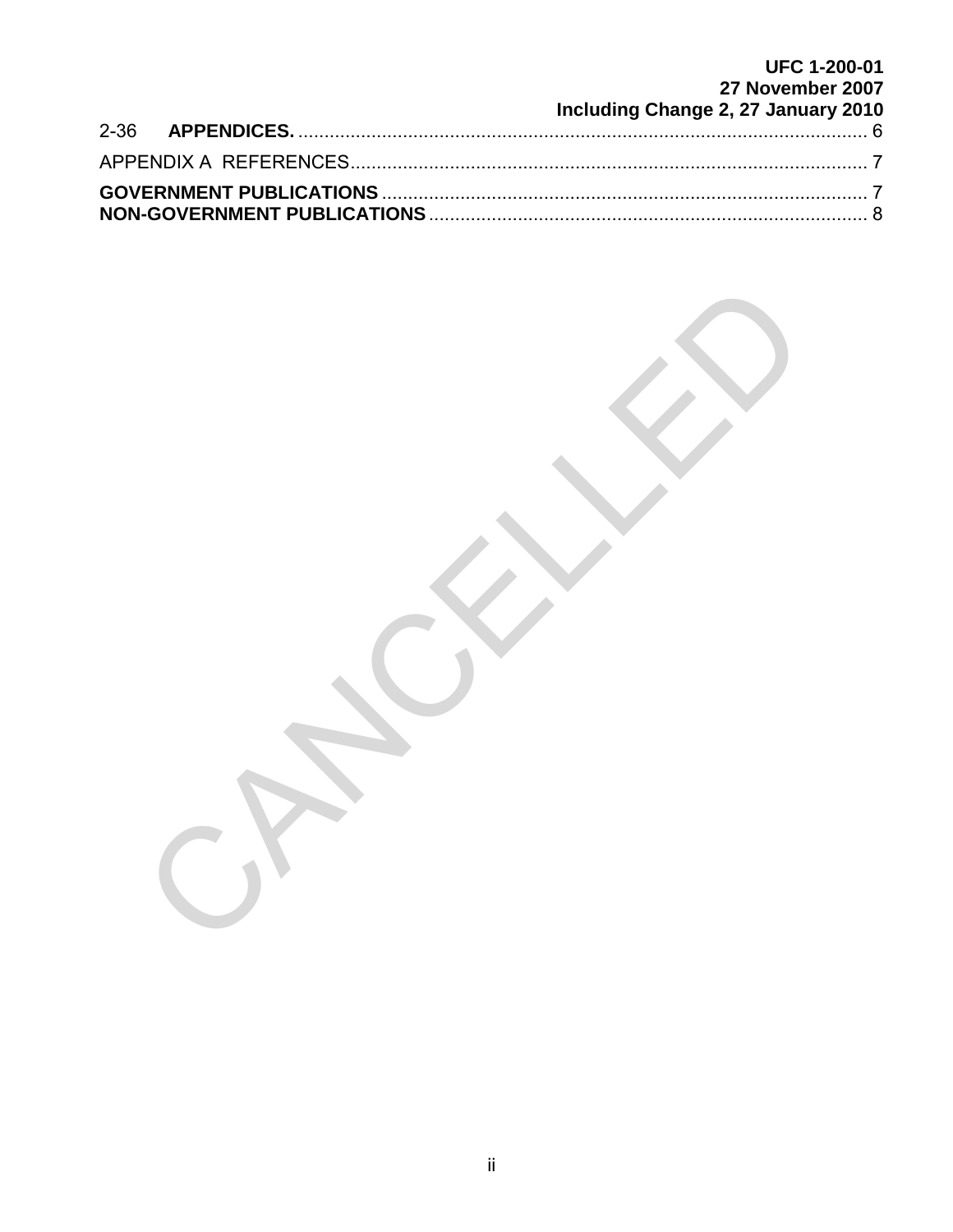2-36 **APPENDICES.** .............................................................................................................. 6

APPENDIX A REFERENCES................................................................................................... 7

**GOVERNMENT PUBLICATIONS** ............................................................................................. 7
**NON-GOVERNMENT PUBLICATIONS** .................................................................................... 8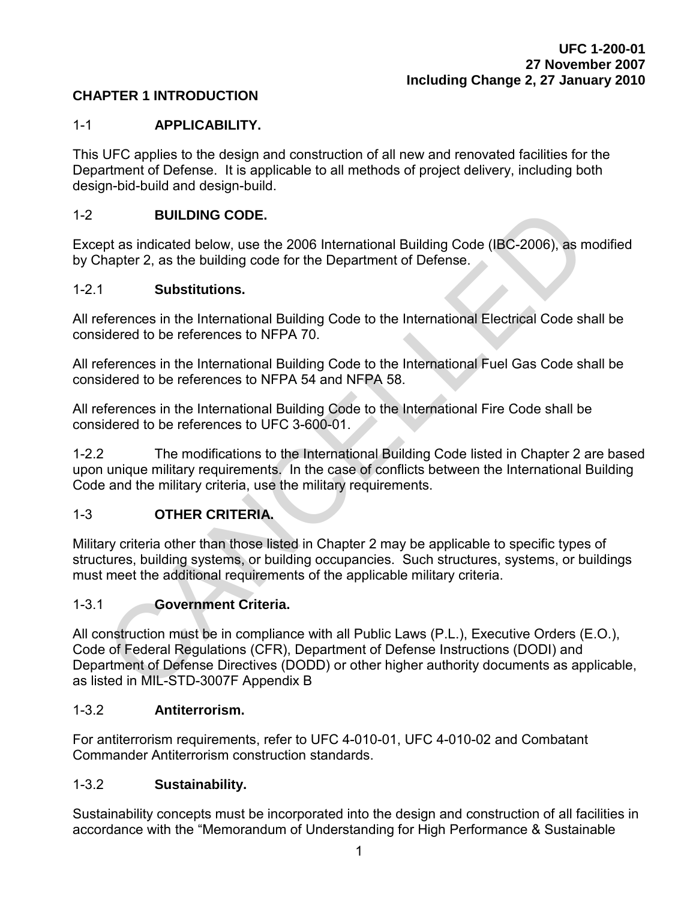# CHAPTER 1 INTRODUCTION

## 1-1 APPLICABILITY.

This UFC applies to the design and construction of all new and renovated facilities for the Department of Defense. It is applicable to all methods of project delivery, including both design-bid-build and design-build.

## 1-2 BUILDING CODE.

Except as indicated below, use the 2006 International Building Code (IBC-2006), as modified by Chapter 2, as the building code for the Department of Defense.

### 1-2.1 Substitutions.

All references in the International Building Code to the International Electrical Code shall be considered to be references to NFPA 70.

All references in the International Building Code to the International Fuel Gas Code shall be considered to be references to NFPA 54 and NFPA 58.

All references in the International Building Code to the International Fire Code shall be considered to be references to UFC 3-600-01.

1-2.2 The modifications to the International Building Code listed in Chapter 2 are based upon unique military requirements. In the case of conflicts between the International Building Code and the military criteria, use the military requirements.

## 1-3 OTHER CRITERIA.

Military criteria other than those listed in Chapter 2 may be applicable to specific types of structures, building systems, or building occupancies. Such structures, systems, or buildings must meet the additional requirements of the applicable military criteria.

### 1-3.1 Government Criteria.

All construction must be in compliance with all Public Laws (P.L.), Executive Orders (E.O.), Code of Federal Regulations (CFR), Department of Defense Instructions (DODI) and Department of Defense Directives (DODD) or other higher authority documents as applicable, as listed in MIL-STD-3007F Appendix B

### 1-3.2 Antiterrorism.

For antiterrorism requirements, refer to UFC 4-010-01, UFC 4-010-02 and Combatant Commander Antiterrorism construction standards.

### 1-3.2 Sustainability.

Sustainability concepts must be incorporated into the design and construction of all facilities in accordance with the "Memorandum of Understanding for High Performance & Sustainable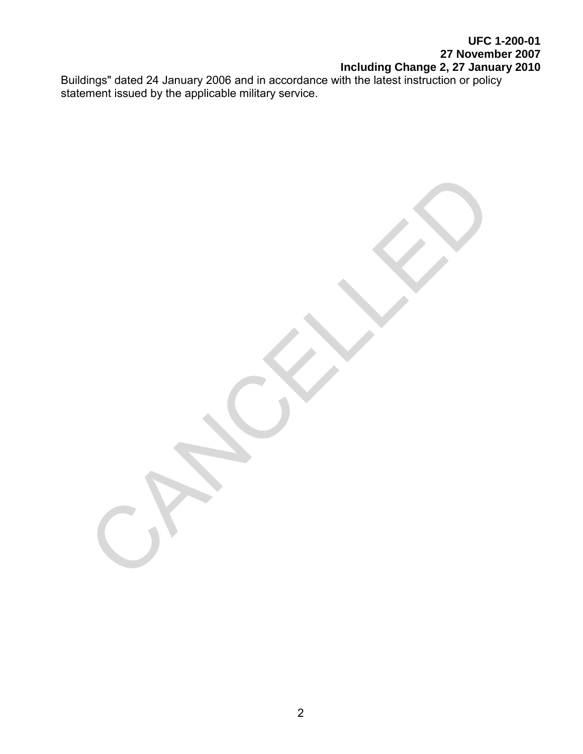Buildings" dated 24 January 2006 and in accordance with the latest instruction or policy statement issued by the applicable military service.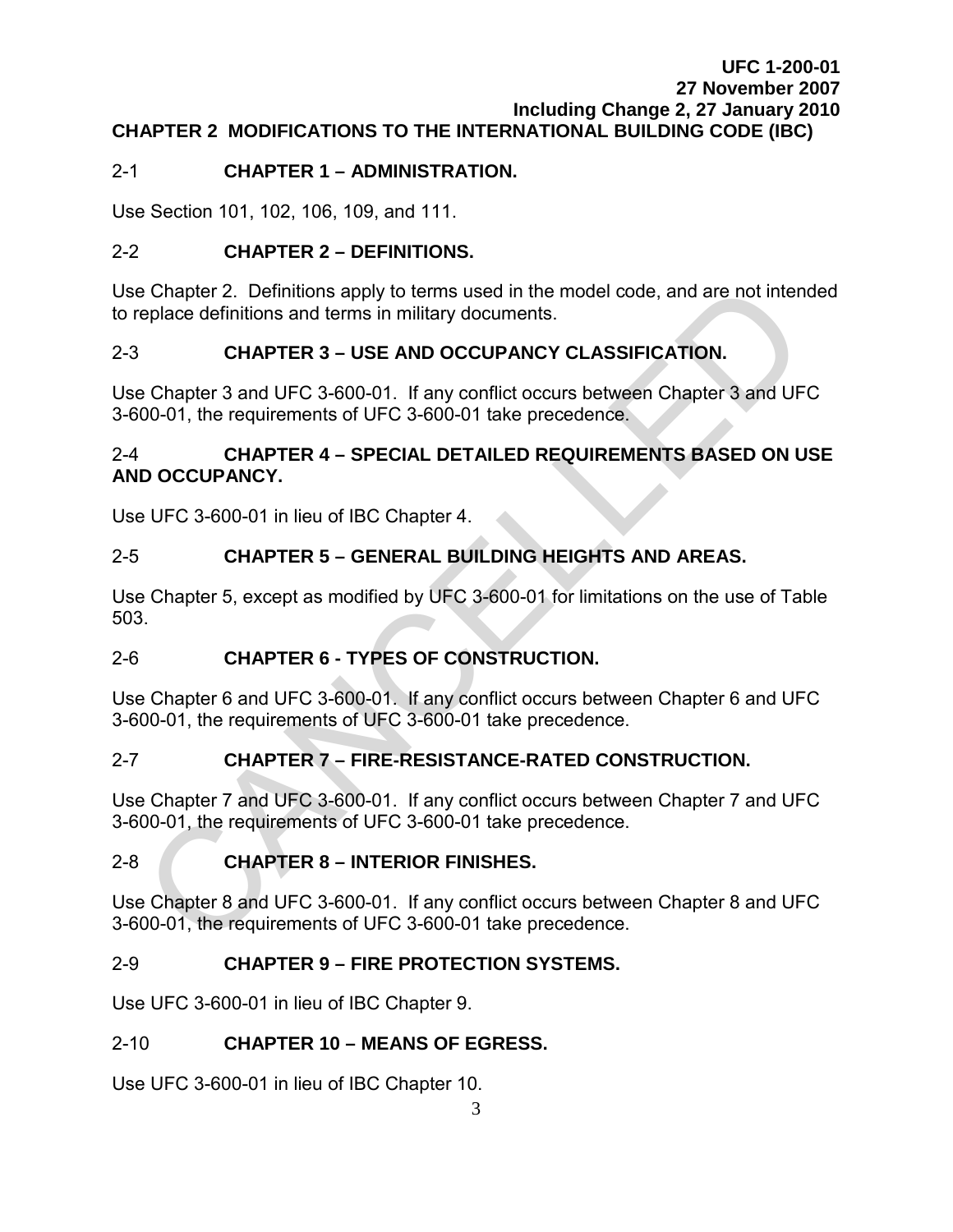## CHAPTER 2 MODIFICATIONS TO THE INTERNATIONAL BUILDING CODE (IBC)

### 2-1 CHAPTER 1 – ADMINISTRATION.

Use Section 101, 102, 106, 109, and 111.

### 2-2 CHAPTER 2 – DEFINITIONS.

Use Chapter 2. Definitions apply to terms used in the model code, and are not intended to replace definitions and terms in military documents.

### 2-3 CHAPTER 3 – USE AND OCCUPANCY CLASSIFICATION.

Use Chapter 3 and UFC 3-600-01. If any conflict occurs between Chapter 3 and UFC 3-600-01, the requirements of UFC 3-600-01 take precedence.

### 2-4 CHAPTER 4 – SPECIAL DETAILED REQUIREMENTS BASED ON USE AND OCCUPANCY.

Use UFC 3-600-01 in lieu of IBC Chapter 4.

### 2-5 CHAPTER 5 – GENERAL BUILDING HEIGHTS AND AREAS.

Use Chapter 5, except as modified by UFC 3-600-01 for limitations on the use of Table 503.

### 2-6 CHAPTER 6 - TYPES OF CONSTRUCTION.

Use Chapter 6 and UFC 3-600-01. If any conflict occurs between Chapter 6 and UFC 3-600-01, the requirements of UFC 3-600-01 take precedence.

### 2-7 CHAPTER 7 – FIRE-RESISTANCE-RATED CONSTRUCTION.

Use Chapter 7 and UFC 3-600-01. If any conflict occurs between Chapter 7 and UFC 3-600-01, the requirements of UFC 3-600-01 take precedence.

### 2-8 CHAPTER 8 – INTERIOR FINISHES.

Use Chapter 8 and UFC 3-600-01. If any conflict occurs between Chapter 8 and UFC 3-600-01, the requirements of UFC 3-600-01 take precedence.

### 2-9 CHAPTER 9 – FIRE PROTECTION SYSTEMS.

Use UFC 3-600-01 in lieu of IBC Chapter 9.

### 2-10 CHAPTER 10 – MEANS OF EGRESS.

Use UFC 3-600-01 in lieu of IBC Chapter 10.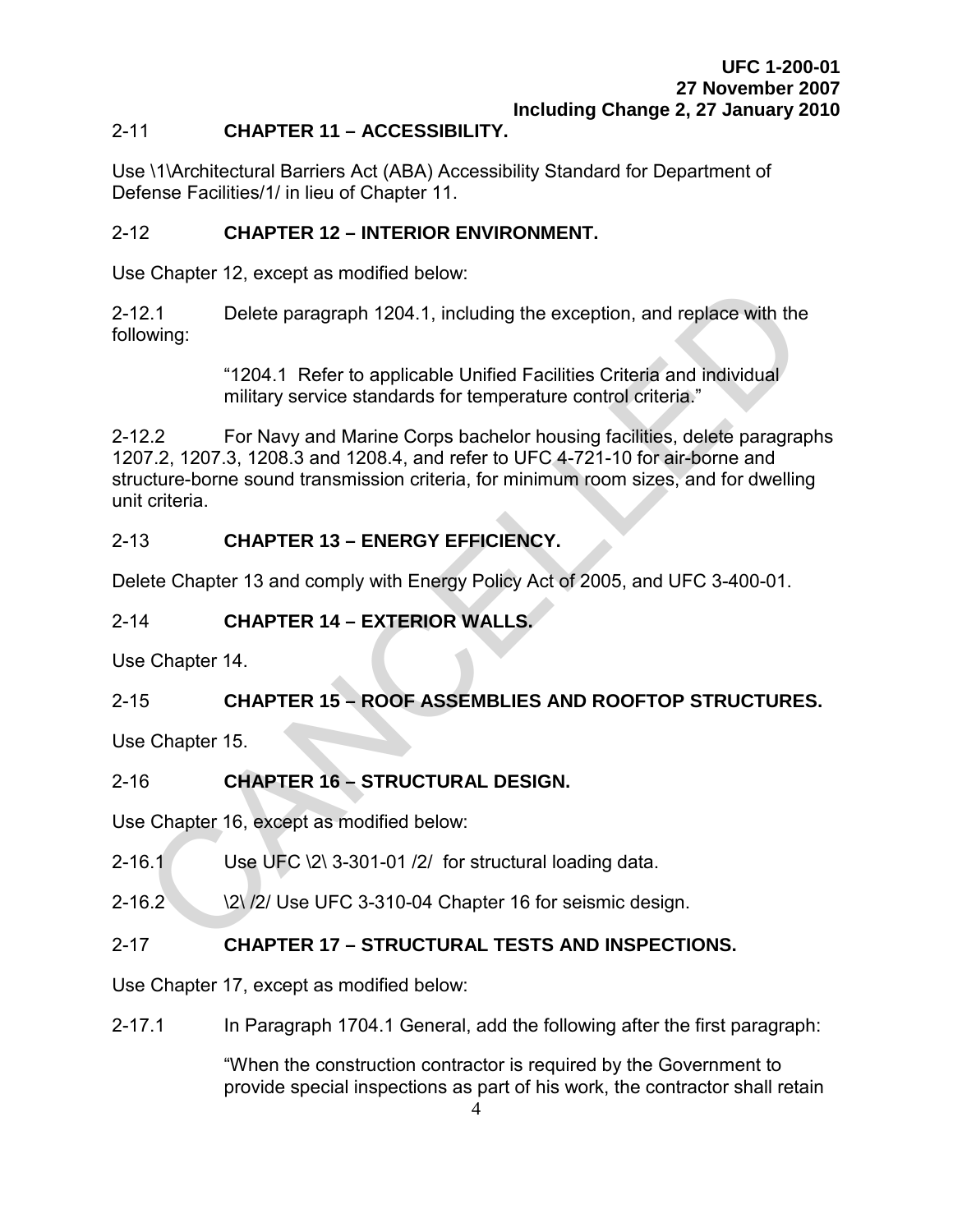## 2-11 CHAPTER 11 – ACCESSIBILITY.

Use \1\Architectural Barriers Act (ABA) Accessibility Standard for Department of Defense Facilities/1/ in lieu of Chapter 11.

## 2-12 CHAPTER 12 – INTERIOR ENVIRONMENT.

Use Chapter 12, except as modified below:

2-12.1 Delete paragraph 1204.1, including the exception, and replace with the following:

> "1204.1 Refer to applicable Unified Facilities Criteria and individual military service standards for temperature control criteria."

2-12.2 For Navy and Marine Corps bachelor housing facilities, delete paragraphs 1207.2, 1207.3, 1208.3 and 1208.4, and refer to UFC 4-721-10 for air-borne and structure-borne sound transmission criteria, for minimum room sizes, and for dwelling unit criteria.

## 2-13 CHAPTER 13 – ENERGY EFFICIENCY.

Delete Chapter 13 and comply with Energy Policy Act of 2005, and UFC 3-400-01.

## 2-14 CHAPTER 14 – EXTERIOR WALLS.

Use Chapter 14.

## 2-15 CHAPTER 15 – ROOF ASSEMBLIES AND ROOFTOP STRUCTURES.

Use Chapter 15.

## 2-16 CHAPTER 16 – STRUCTURAL DESIGN.

Use Chapter 16, except as modified below:

2-16.1 Use UFC \2\ 3-301-01 /2/ for structural loading data.

2-16.2 \2\ /2/ Use UFC 3-310-04 Chapter 16 for seismic design.

## 2-17 CHAPTER 17 – STRUCTURAL TESTS AND INSPECTIONS.

Use Chapter 17, except as modified below:

2-17.1 In Paragraph 1704.1 General, add the following after the first paragraph:

> "When the construction contractor is required by the Government to provide special inspections as part of his work, the contractor shall retain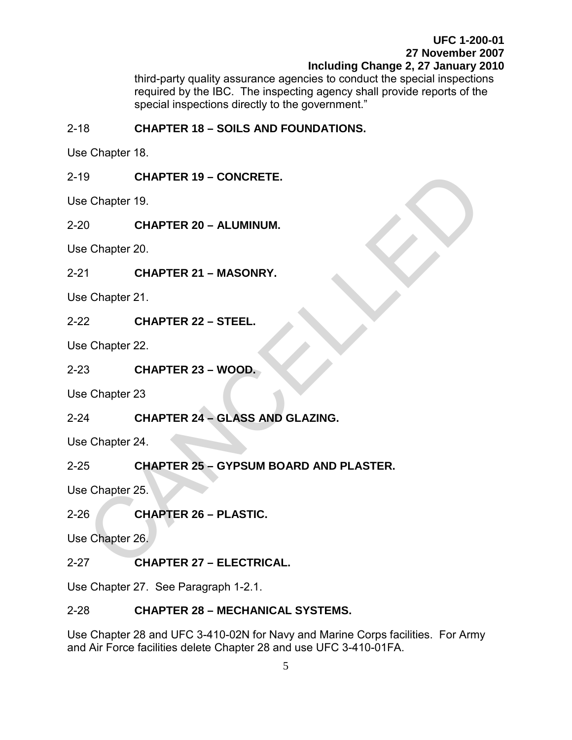third-party quality assurance agencies to conduct the special inspections required by the IBC. The inspecting agency shall provide reports of the special inspections directly to the government."

## 2-18 CHAPTER 18 – SOILS AND FOUNDATIONS.

Use Chapter 18.

## 2-19 CHAPTER 19 – CONCRETE.

Use Chapter 19.

## 2-20 CHAPTER 20 – ALUMINUM.

Use Chapter 20.

## 2-21 CHAPTER 21 – MASONRY.

Use Chapter 21.

## 2-22 CHAPTER 22 – STEEL.

Use Chapter 22.

## 2-23 CHAPTER 23 – WOOD.

Use Chapter 23

## 2-24 CHAPTER 24 – GLASS AND GLAZING.

Use Chapter 24.

## 2-25 CHAPTER 25 – GYPSUM BOARD AND PLASTER.

Use Chapter 25.

## 2-26 CHAPTER 26 – PLASTIC.

Use Chapter 26.

## 2-27 CHAPTER 27 – ELECTRICAL.

Use Chapter 27. See Paragraph 1-2.1.

## 2-28 CHAPTER 28 – MECHANICAL SYSTEMS.

Use Chapter 28 and UFC 3-410-02N for Navy and Marine Corps facilities. For Army and Air Force facilities delete Chapter 28 and use UFC 3-410-01FA.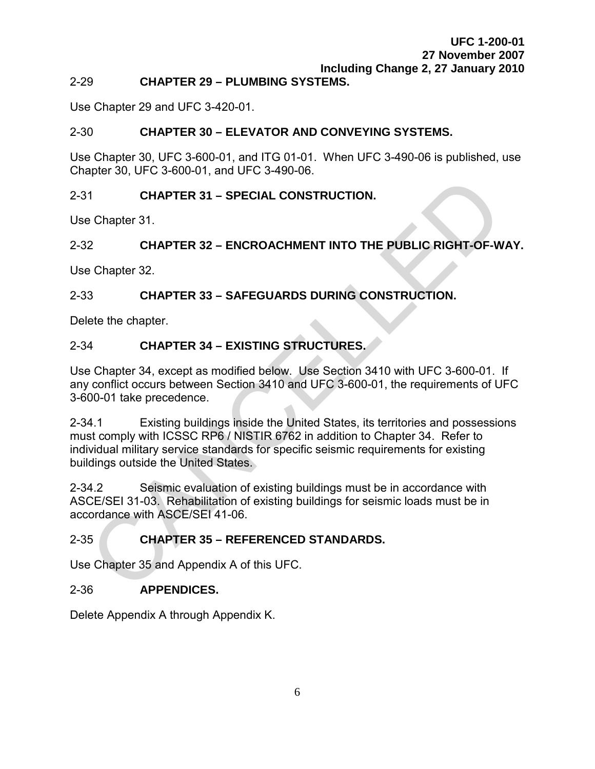## 2-29 CHAPTER 29 – PLUMBING SYSTEMS.

Use Chapter 29 and UFC 3-420-01.

## 2-30 CHAPTER 30 – ELEVATOR AND CONVEYING SYSTEMS.

Use Chapter 30, UFC 3-600-01, and ITG 01-01. When UFC 3-490-06 is published, use Chapter 30, UFC 3-600-01, and UFC 3-490-06.

## 2-31 CHAPTER 31 – SPECIAL CONSTRUCTION.

Use Chapter 31.

## 2-32 CHAPTER 32 – ENCROACHMENT INTO THE PUBLIC RIGHT-OF-WAY.

Use Chapter 32.

## 2-33 CHAPTER 33 – SAFEGUARDS DURING CONSTRUCTION.

Delete the chapter.

## 2-34 CHAPTER 34 – EXISTING STRUCTURES.

Use Chapter 34, except as modified below. Use Section 3410 with UFC 3-600-01. If any conflict occurs between Section 3410 and UFC 3-600-01, the requirements of UFC 3-600-01 take precedence.

2-34.1 Existing buildings inside the United States, its territories and possessions must comply with ICSSC RP6 / NISTIR 6762 in addition to Chapter 34. Refer to individual military service standards for specific seismic requirements for existing buildings outside the United States.

2-34.2 Seismic evaluation of existing buildings must be in accordance with ASCE/SEI 31-03. Rehabilitation of existing buildings for seismic loads must be in accordance with ASCE/SEI 41-06.

## 2-35 CHAPTER 35 – REFERENCED STANDARDS.

Use Chapter 35 and Appendix A of this UFC.

## 2-36 APPENDICES.

Delete Appendix A through Appendix K.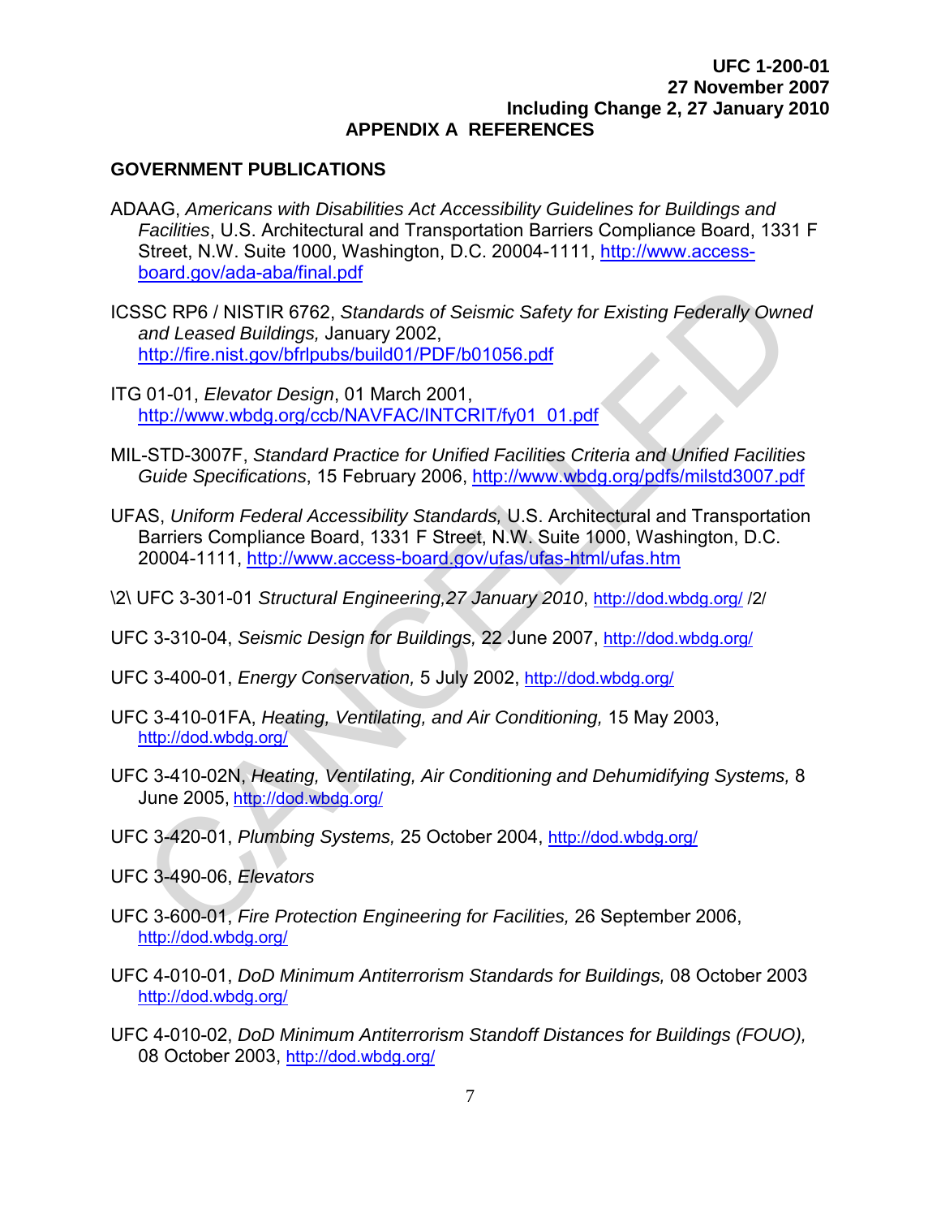# APPENDIX A REFERENCES

## GOVERNMENT PUBLICATIONS

ADAAG, *Americans with Disabilities Act Accessibility Guidelines for Buildings and Facilities*, U.S. Architectural and Transportation Barriers Compliance Board, 1331 F Street, N.W. Suite 1000, Washington, D.C. 20004-1111, http://www.access-board.gov/ada-aba/final.pdf

ICSSC RP6 / NISTIR 6762, *Standards of Seismic Safety for Existing Federally Owned and Leased Buildings,* January 2002, http://fire.nist.gov/bfrlpubs/build01/PDF/b01056.pdf

ITG 01-01, *Elevator Design*, 01 March 2001, http://www.wbdg.org/ccb/NAVFAC/INTCRIT/fy01_01.pdf

MIL-STD-3007F, *Standard Practice for Unified Facilities Criteria and Unified Facilities Guide Specifications*, 15 February 2006, http://www.wbdg.org/pdfs/milstd3007.pdf

UFAS, *Uniform Federal Accessibility Standards,* U.S. Architectural and Transportation Barriers Compliance Board, 1331 F Street, N.W. Suite 1000, Washington, D.C. 20004-1111, http://www.access-board.gov/ufas/ufas-html/ufas.htm

\2\ UFC 3-301-01 *Structural Engineering,27 January 2010*, http://dod.wbdg.org/ /2/

UFC 3-310-04, *Seismic Design for Buildings,* 22 June 2007, http://dod.wbdg.org/

UFC 3-400-01, *Energy Conservation,* 5 July 2002, http://dod.wbdg.org/

UFC 3-410-01FA, *Heating, Ventilating, and Air Conditioning,* 15 May 2003, http://dod.wbdg.org/

UFC 3-410-02N, *Heating, Ventilating, Air Conditioning and Dehumidifying Systems,* 8 June 2005, http://dod.wbdg.org/

UFC 3-420-01, *Plumbing Systems,* 25 October 2004, http://dod.wbdg.org/

UFC 3-490-06, *Elevators*

UFC 3-600-01, *Fire Protection Engineering for Facilities,* 26 September 2006, http://dod.wbdg.org/

UFC 4-010-01, *DoD Minimum Antiterrorism Standards for Buildings,* 08 October 2003 http://dod.wbdg.org/

UFC 4-010-02, *DoD Minimum Antiterrorism Standoff Distances for Buildings (FOUO),* 08 October 2003, http://dod.wbdg.org/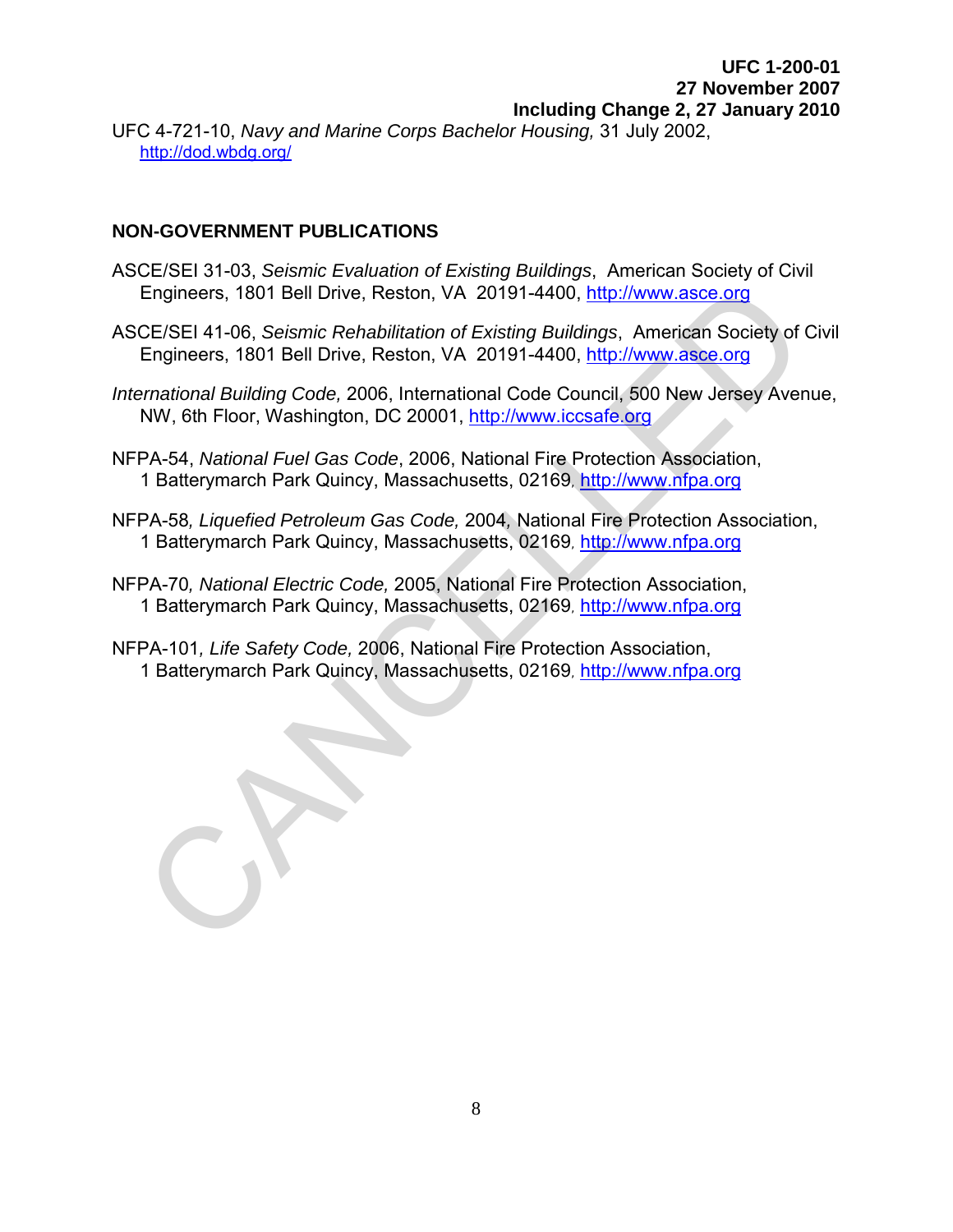UFC 4-721-10, *Navy and Marine Corps Bachelor Housing,* 31 July 2002, http://dod.wbdg.org/

**NON-GOVERNMENT PUBLICATIONS**

ASCE/SEI 31-03, *Seismic Evaluation of Existing Buildings*, American Society of Civil Engineers, 1801 Bell Drive, Reston, VA 20191-4400, http://www.asce.org

ASCE/SEI 41-06, *Seismic Rehabilitation of Existing Buildings*, American Society of Civil Engineers, 1801 Bell Drive, Reston, VA 20191-4400, http://www.asce.org

*International Building Code,* 2006, International Code Council, 500 New Jersey Avenue, NW, 6th Floor, Washington, DC 20001, http://www.iccsafe.org

NFPA-54, *National Fuel Gas Code*, 2006, National Fire Protection Association, 1 Batterymarch Park Quincy, Massachusetts, 02169, http://www.nfpa.org

NFPA-58*, Liquefied Petroleum Gas Code,* 2004*,* National Fire Protection Association, 1 Batterymarch Park Quincy, Massachusetts, 02169, http://www.nfpa.org

NFPA-70*, National Electric Code,* 2005, National Fire Protection Association, 1 Batterymarch Park Quincy, Massachusetts, 02169, http://www.nfpa.org

NFPA-101*, Life Safety Code,* 2006, National Fire Protection Association, 1 Batterymarch Park Quincy, Massachusetts, 02169, http://www.nfpa.org